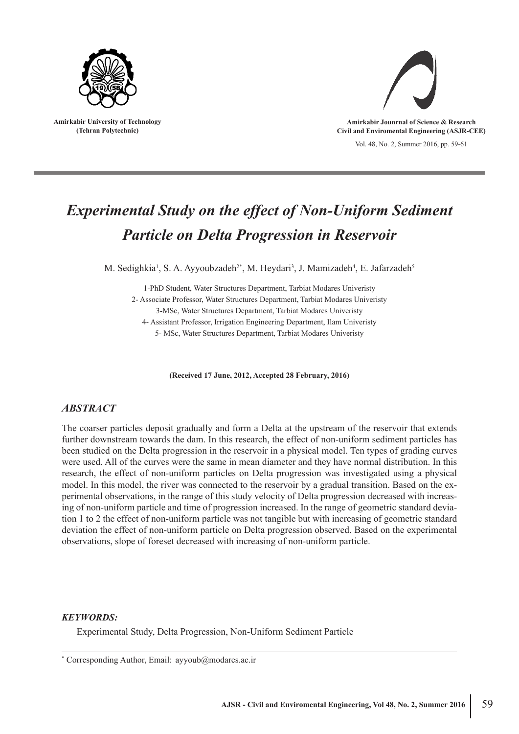Amirkabir University of Technology
(Tehran Polytechnic)

Amirkabir Jounrnal of Science & Research
Civil and Enviromental Engineering (ASJR-CEE)

Vol. 48, No. 2, Summer 2016, pp. 59-61

# *Experimental Study on the effect of Non-Uniform Sediment Particle on Delta Progression in Reservoir*

M. Sedighkia[1], S. A. Ayyoubzadeh[2*], M. Heydari[3], J. Mamizadeh[4], E. Jafarzadeh[5]

1-PhD Student, Water Structures Department, Tarbiat Modares Univeristy
2- Associate Professor, Water Structures Department, Tarbiat Modares Univeristy
3-MSc, Water Structures Department, Tarbiat Modares Univeristy
4- Assistant Professor, Irrigation Engineering Department, Ilam Univeristy
5- MSc, Water Structures Department, Tarbiat Modares Univeristy

**(Received 17 June, 2012, Accepted 28 February, 2016)**

## *ABSTRACT*

The coarser particles deposit gradually and form a Delta at the upstream of the reservoir that extends further downstream towards the dam. In this research, the effect of non-uniform sediment particles has been studied on the Delta progression in the reservoir in a physical model. Ten types of grading curves were used. All of the curves were the same in mean diameter and they have normal distribution. In this research, the effect of non-uniform particles on Delta progression was investigated using a physical model. In this model, the river was connected to the reservoir by a gradual transition. Based on the experimental observations, in the range of this study velocity of Delta progression decreased with increasing of non-uniform particle and time of progression increased. In the range of geometric standard deviation 1 to 2 the effect of non-uniform particle was not tangible but with increasing of geometric standard deviation the effect of non-uniform particle on Delta progression observed. Based on the experimental observations, slope of foreset decreased with increasing of non-uniform particle.

### *KEYWORDS:*

Experimental Study, Delta Progression, Non-Uniform Sediment Particle

[*] Corresponding Author, Email: ayyoub@modares.ac.ir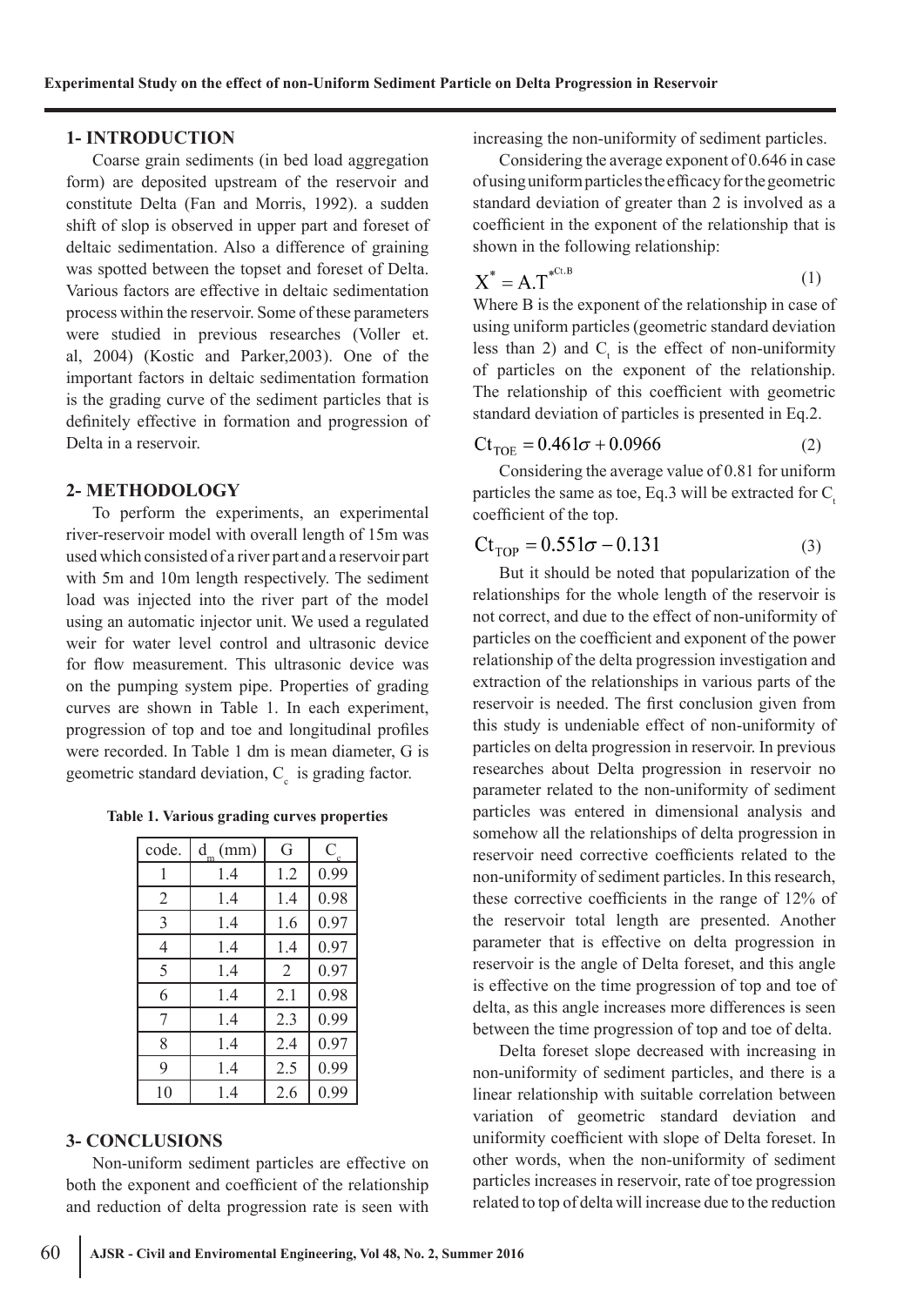## 1- INTRODUCTION

Coarse grain sediments (in bed load aggregation form) are deposited upstream of the reservoir and constitute Delta (Fan and Morris, 1992). a sudden shift of slop is observed in upper part and foreset of deltaic sedimentation. Also a difference of graining was spotted between the topset and foreset of Delta. Various factors are effective in deltaic sedimentation process within the reservoir. Some of these parameters were studied in previous researches (Voller et. al, 2004) (Kostic and Parker,2003). One of the important factors in deltaic sedimentation formation is the grading curve of the sediment particles that is definitely effective in formation and progression of Delta in a reservoir.

## 2- METHODOLOGY

To perform the experiments, an experimental river-reservoir model with overall length of 15m was used which consisted of a river part and a reservoir part with 5m and 10m length respectively. The sediment load was injected into the river part of the model using an automatic injector unit. We used a regulated weir for water level control and ultrasonic device for flow measurement. This ultrasonic device was on the pumping system pipe. Properties of grading curves are shown in Table 1. In each experiment, progression of top and toe and longitudinal profiles were recorded. In Table 1 dm is mean diameter, G is geometric standard deviation, $C_c$ is grading factor.

**Table 1. Various grading curves properties**

| code. | $d_m$ (mm) | G | $C_c$ |
|---|---|---|---|
| 1 | 1.4 | 1.2 | 0.99 |
| 2 | 1.4 | 1.4 | 0.98 |
| 3 | 1.4 | 1.6 | 0.97 |
| 4 | 1.4 | 1.4 | 0.97 |
| 5 | 1.4 | 2 | 0.97 |
| 6 | 1.4 | 2.1 | 0.98 |
| 7 | 1.4 | 2.3 | 0.99 |
| 8 | 1.4 | 2.4 | 0.97 |
| 9 | 1.4 | 2.5 | 0.99 |
| 10 | 1.4 | 2.6 | 0.99 |

## 3- CONCLUSIONS

Non-uniform sediment particles are effective on both the exponent and coefficient of the relationship and reduction of delta progression rate is seen with increasing the non-uniformity of sediment particles.

Considering the average exponent of 0.646 in case of using uniform particles the efficacy for the geometric standard deviation of greater than 2 is involved as a coefficient in the exponent of the relationship that is shown in the following relationship:

$$X^* = A.T^{*^{Ct.B}} \tag{1}$$

Where B is the exponent of the relationship in case of using uniform particles (geometric standard deviation less than 2) and $C_t$ is the effect of non-uniformity of particles on the exponent of the relationship. The relationship of this coefficient with geometric standard deviation of particles is presented in Eq.2.

$$Ct_{TOE} = 0.461\sigma + 0.0966 \tag{2}$$

Considering the average value of 0.81 for uniform particles the same as toe, Eq.3 will be extracted for $C_t$ coefficient of the top.

$$Ct_{TOP} = 0.551\sigma - 0.131 \tag{3}$$

But it should be noted that popularization of the relationships for the whole length of the reservoir is not correct, and due to the effect of non-uniformity of particles on the coefficient and exponent of the power relationship of the delta progression investigation and extraction of the relationships in various parts of the reservoir is needed. The first conclusion given from this study is undeniable effect of non-uniformity of particles on delta progression in reservoir. In previous researches about Delta progression in reservoir no parameter related to the non-uniformity of sediment particles was entered in dimensional analysis and somehow all the relationships of delta progression in reservoir need corrective coefficients related to the non-uniformity of sediment particles. In this research, these corrective coefficients in the range of 12% of the reservoir total length are presented. Another parameter that is effective on delta progression in reservoir is the angle of Delta foreset, and this angle is effective on the time progression of top and toe of delta, as this angle increases more differences is seen between the time progression of top and toe of delta.

Delta foreset slope decreased with increasing in non-uniformity of sediment particles, and there is a linear relationship with suitable correlation between variation of geometric standard deviation and uniformity coefficient with slope of Delta foreset. In other words, when the non-uniformity of sediment particles increases in reservoir, rate of toe progression related to top of delta will increase due to the reduction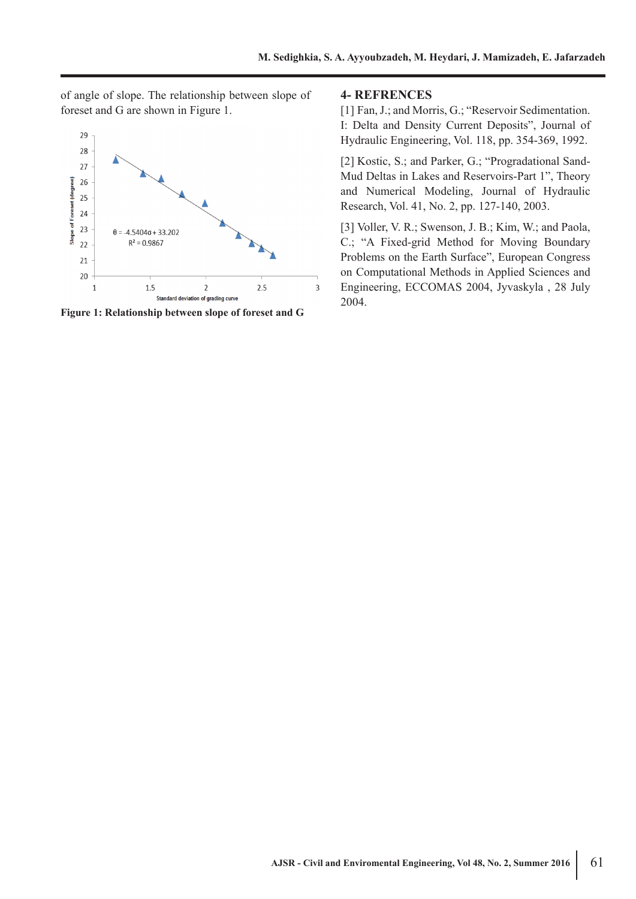of angle of slope. The relationship between slope of foreset and G are shown in Figure 1.

Slope of Foreset (degree)

29
28
27
26
25
24
23
22
21
20

$\theta = -4.5404\sigma + 33.202$
$R^2 = 0.9867$

1
1.5
2
2.5
3

Standard deviation of grading curve

**Figure 1: Relationship between slope of foreset and G**

## 4- REFRENCES

[1] Fan, J.; and Morris, G.; "Reservoir Sedimentation. I: Delta and Density Current Deposits", Journal of Hydraulic Engineering, Vol. 118, pp. 354-369, 1992.

[2] Kostic, S.; and Parker, G.; "Progradational Sand-Mud Deltas in Lakes and Reservoirs-Part 1", Theory and Numerical Modeling, Journal of Hydraulic Research, Vol. 41, No. 2, pp. 127-140, 2003.

[3] Voller, V. R.; Swenson, J. B.; Kim, W.; and Paola, C.; "A Fixed-grid Method for Moving Boundary Problems on the Earth Surface", European Congress on Computational Methods in Applied Sciences and Engineering, ECCOMAS 2004, Jyvaskyla , 28 July 2004.